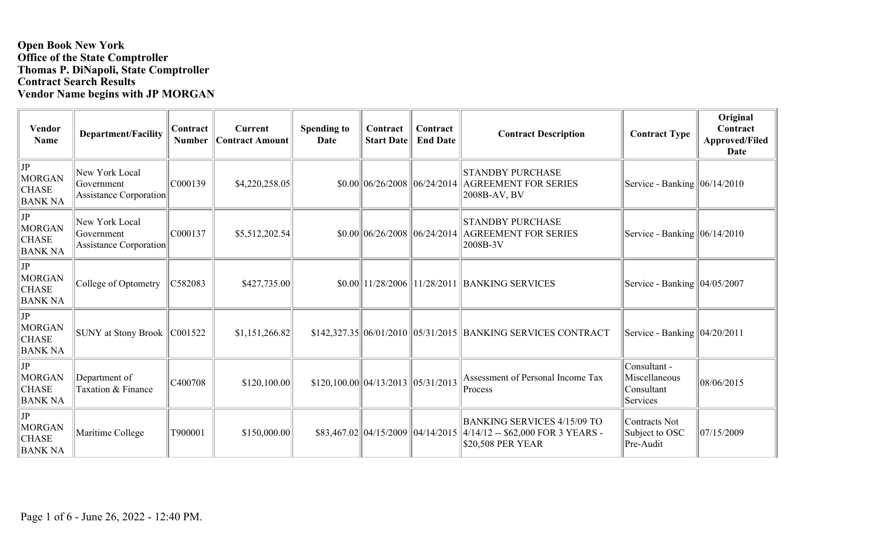**Open Book New York**
**Office of the State Comptroller**
**Thomas P. DiNapoli, State Comptroller**
**Contract Search Results**
**Vendor Name begins with JP MORGAN**

| Vendor Name | Department/Facility | Contract Number | Current Contract Amount | Spending to Date | Contract Start Date | Contract End Date | Contract Description | Contract Type | Original Contract Approved/Filed Date |
|---|---|---|---|---|---|---|---|---|---|
| JP MORGAN CHASE BANK NA | New York Local Government Assistance Corporation | C000139 | $4,220,258.05 | $0.00 | 06/26/2008 | 06/24/2014 | STANDBY PURCHASE AGREEMENT FOR SERIES 2008B-AV, BV | Service - Banking | 06/14/2010 |
| JP MORGAN CHASE BANK NA | New York Local Government Assistance Corporation | C000137 | $5,512,202.54 | $0.00 | 06/26/2008 | 06/24/2014 | STANDBY PURCHASE AGREEMENT FOR SERIES 2008B-3V | Service - Banking | 06/14/2010 |
| JP MORGAN CHASE BANK NA | College of Optometry | C582083 | $427,735.00 | $0.00 | 11/28/2006 | 11/28/2011 | BANKING SERVICES | Service - Banking | 04/05/2007 |
| JP MORGAN CHASE BANK NA | SUNY at Stony Brook | C001522 | $1,151,266.82 | $142,327.35 | 06/01/2010 | 05/31/2015 | BANKING SERVICES CONTRACT | Service - Banking | 04/20/2011 |
| JP MORGAN CHASE BANK NA | Department of Taxation & Finance | C400708 | $120,100.00 | $120,100.00 | 04/13/2013 | 05/31/2013 | Assessment of Personal Income Tax Process | Consultant - Miscellaneous Consultant Services | 08/06/2015 |
| JP MORGAN CHASE BANK NA | Maritime College | T900001 | $150,000.00 | $83,467.02 | 04/15/2009 | 04/14/2015 | BANKING SERVICES 4/15/09 TO 4/14/12 -- $62,000 FOR 3 YEARS - $20,508 PER YEAR | Contracts Not Subject to OSC Pre-Audit | 07/15/2009 |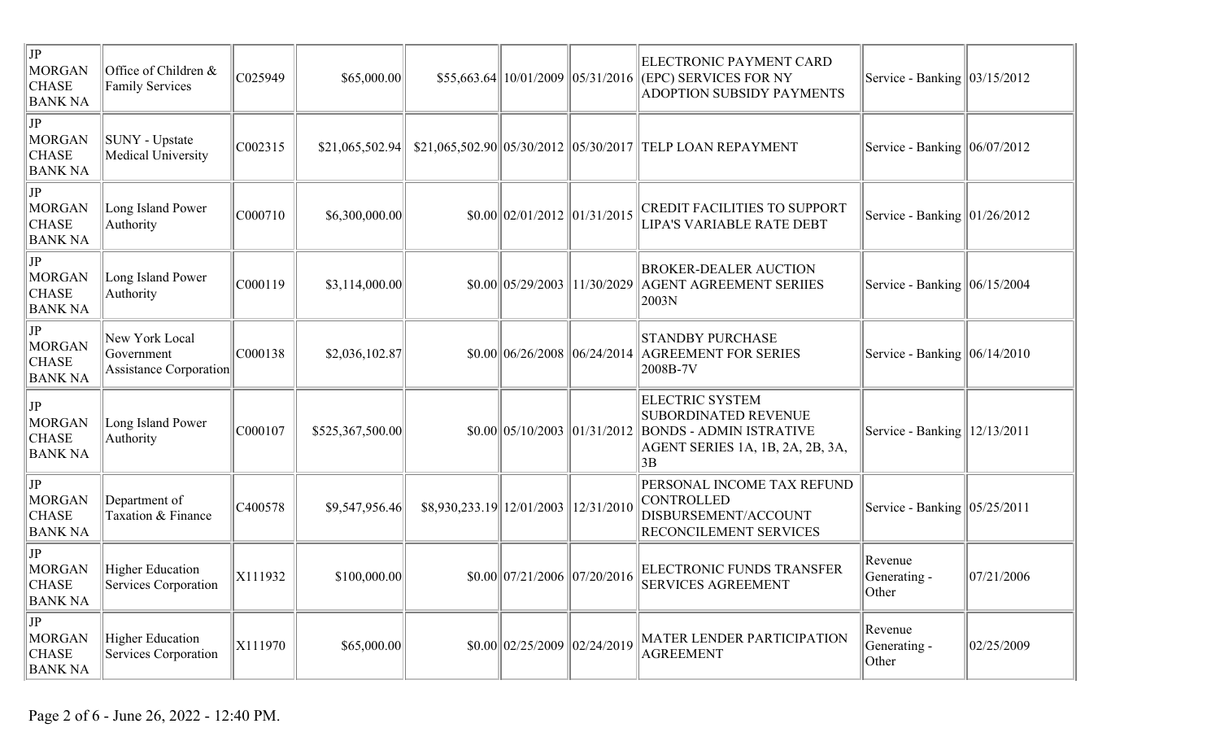| | | | | | | | | | |
|---|---|---|---|---|---|---|---|---|---|
| JP MORGAN CHASE BANK NA | Office of Children & Family Services | C025949 | $65,000.00 | $55,663.64 | 10/01/2009 | 05/31/2016 | ELECTRONIC PAYMENT CARD (EPC) SERVICES FOR NY ADOPTION SUBSIDY PAYMENTS | Service - Banking | 03/15/2012 |
| JP MORGAN CHASE BANK NA | SUNY - Upstate Medical University | C002315 | $21,065,502.94 | $21,065,502.90 | 05/30/2012 | 05/30/2017 | TELP LOAN REPAYMENT | Service - Banking | 06/07/2012 |
| JP MORGAN CHASE BANK NA | Long Island Power Authority | C000710 | $6,300,000.00 | $0.00 | 02/01/2012 | 01/31/2015 | CREDIT FACILITIES TO SUPPORT LIPA'S VARIABLE RATE DEBT | Service - Banking | 01/26/2012 |
| JP MORGAN CHASE BANK NA | Long Island Power Authority | C000119 | $3,114,000.00 | $0.00 | 05/29/2003 | 11/30/2029 | BROKER-DEALER AUCTION AGENT AGREEMENT SERIIES 2003N | Service - Banking | 06/15/2004 |
| JP MORGAN CHASE BANK NA | New York Local Government Assistance Corporation | C000138 | $2,036,102.87 | $0.00 | 06/26/2008 | 06/24/2014 | STANDBY PURCHASE AGREEMENT FOR SERIES 2008B-7V | Service - Banking | 06/14/2010 |
| JP MORGAN CHASE BANK NA | Long Island Power Authority | C000107 | $525,367,500.00 | $0.00 | 05/10/2003 | 01/31/2012 | ELECTRIC SYSTEM SUBORDINATED REVENUE BONDS - ADMIN ISTRATIVE AGENT SERIES 1A, 1B, 2A, 2B, 3A, 3B | Service - Banking | 12/13/2011 |
| JP MORGAN CHASE BANK NA | Department of Taxation & Finance | C400578 | $9,547,956.46 | $8,930,233.19 | 12/01/2003 | 12/31/2010 | PERSONAL INCOME TAX REFUND CONTROLLED DISBURSEMENT/ACCOUNT RECONCILEMENT SERVICES | Service - Banking | 05/25/2011 |
| JP MORGAN CHASE BANK NA | Higher Education Services Corporation | X111932 | $100,000.00 | $0.00 | 07/21/2006 | 07/20/2016 | ELECTRONIC FUNDS TRANSFER SERVICES AGREEMENT | Revenue Generating - Other | 07/21/2006 |
| JP MORGAN CHASE BANK NA | Higher Education Services Corporation | X111970 | $65,000.00 | $0.00 | 02/25/2009 | 02/24/2019 | MATER LENDER PARTICIPATION AGREEMENT | Revenue Generating - Other | 02/25/2009 |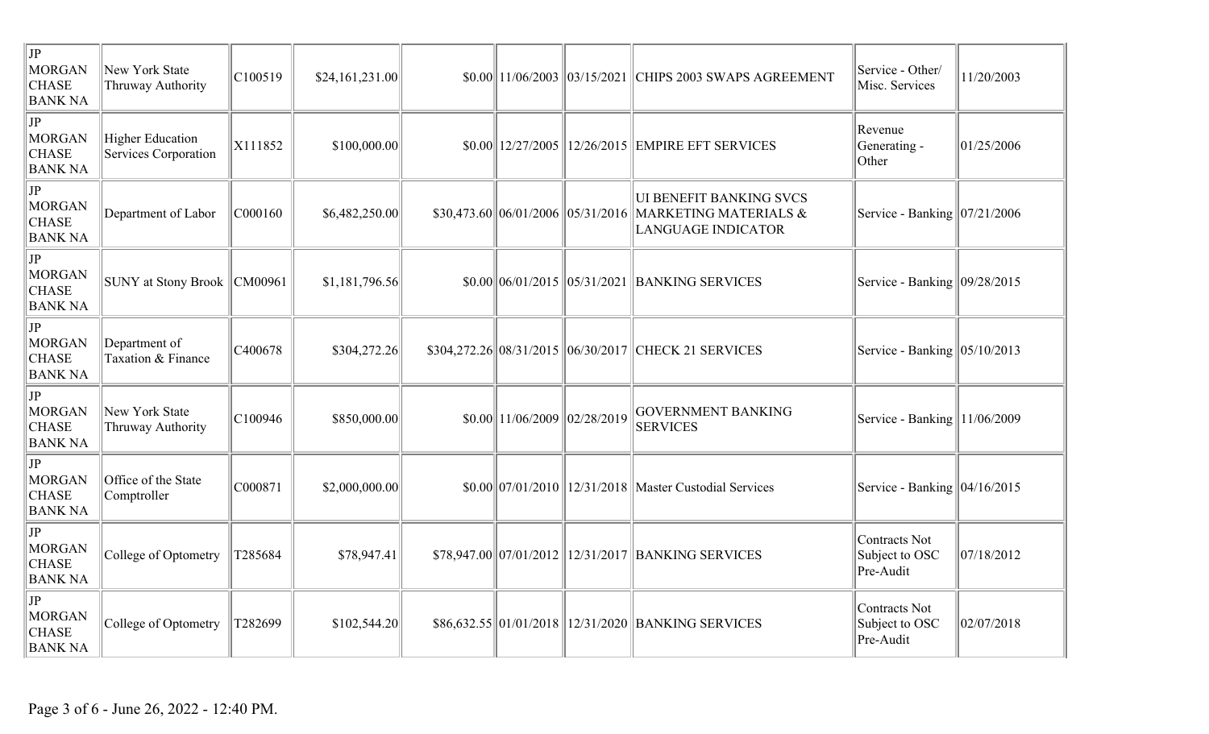| | | | | | | | | | |
|---|---|---|---|---|---|---|---|---|---|
| JP MORGAN CHASE BANK NA | New York State Thruway Authority | C100519 | $24,161,231.00 | $0.00 | 11/06/2003 | 03/15/2021 | CHIPS 2003 SWAPS AGREEMENT | Service - Other/ Misc. Services | 11/20/2003 |
| JP MORGAN CHASE BANK NA | Higher Education Services Corporation | X111852 | $100,000.00 | $0.00 | 12/27/2005 | 12/26/2015 | EMPIRE EFT SERVICES | Revenue Generating - Other | 01/25/2006 |
| JP MORGAN CHASE BANK NA | Department of Labor | C000160 | $6,482,250.00 | $30,473.60 | 06/01/2006 | 05/31/2016 | UI BENEFIT BANKING SVCS MARKETING MATERIALS & LANGUAGE INDICATOR | Service - Banking | 07/21/2006 |
| JP MORGAN CHASE BANK NA | SUNY at Stony Brook | CM00961 | $1,181,796.56 | $0.00 | 06/01/2015 | 05/31/2021 | BANKING SERVICES | Service - Banking | 09/28/2015 |
| JP MORGAN CHASE BANK NA | Department of Taxation & Finance | C400678 | $304,272.26 | $304,272.26 | 08/31/2015 | 06/30/2017 | CHECK 21 SERVICES | Service - Banking | 05/10/2013 |
| JP MORGAN CHASE BANK NA | New York State Thruway Authority | C100946 | $850,000.00 | $0.00 | 11/06/2009 | 02/28/2019 | GOVERNMENT BANKING SERVICES | Service - Banking | 11/06/2009 |
| JP MORGAN CHASE BANK NA | Office of the State Comptroller | C000871 | $2,000,000.00 | $0.00 | 07/01/2010 | 12/31/2018 | Master Custodial Services | Service - Banking | 04/16/2015 |
| JP MORGAN CHASE BANK NA | College of Optometry | T285684 | $78,947.41 | $78,947.00 | 07/01/2012 | 12/31/2017 | BANKING SERVICES | Contracts Not Subject to OSC Pre-Audit | 07/18/2012 |
| JP MORGAN CHASE BANK NA | College of Optometry | T282699 | $102,544.20 | $86,632.55 | 01/01/2018 | 12/31/2020 | BANKING SERVICES | Contracts Not Subject to OSC Pre-Audit | 02/07/2018 |

Page 3 of 6 - June 26, 2022 - 12:40 PM.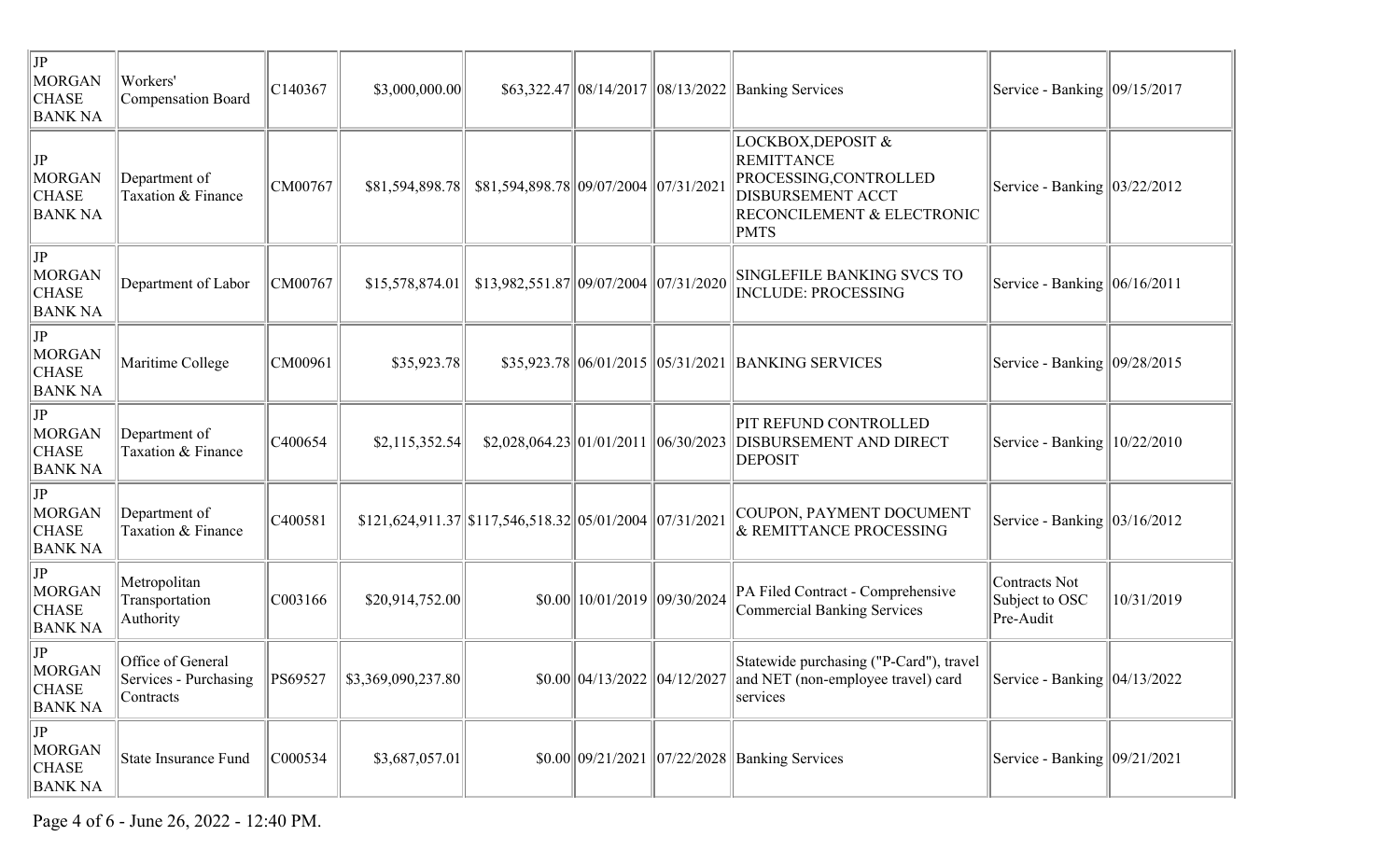| | | | | | | | | | |
|---|---|---|---|---|---|---|---|---|---|
| JP MORGAN CHASE BANK NA | Workers' Compensation Board | C140367 | $3,000,000.00 | $63,322.47 | 08/14/2017 | 08/13/2022 | Banking Services | Service - Banking | 09/15/2017 |
| JP MORGAN CHASE BANK NA | Department of Taxation & Finance | CM00767 | $81,594,898.78 | $81,594,898.78 | 09/07/2004 | 07/31/2021 | LOCKBOX,DEPOSIT & REMITTANCE PROCESSING,CONTROLLED DISBURSEMENT ACCT RECONCILEMENT & ELECTRONIC PMTS | Service - Banking | 03/22/2012 |
| JP MORGAN CHASE BANK NA | Department of Labor | CM00767 | $15,578,874.01 | $13,982,551.87 | 09/07/2004 | 07/31/2020 | SINGLEFILE BANKING SVCS TO INCLUDE: PROCESSING | Service - Banking | 06/16/2011 |
| JP MORGAN CHASE BANK NA | Maritime College | CM00961 | $35,923.78 | $35,923.78 | 06/01/2015 | 05/31/2021 | BANKING SERVICES | Service - Banking | 09/28/2015 |
| JP MORGAN CHASE BANK NA | Department of Taxation & Finance | C400654 | $2,115,352.54 | $2,028,064.23 | 01/01/2011 | 06/30/2023 | PIT REFUND CONTROLLED DISBURSEMENT AND DIRECT DEPOSIT | Service - Banking | 10/22/2010 |
| JP MORGAN CHASE BANK NA | Department of Taxation & Finance | C400581 | $121,624,911.37 | $117,546,518.32 | 05/01/2004 | 07/31/2021 | COUPON, PAYMENT DOCUMENT & REMITTANCE PROCESSING | Service - Banking | 03/16/2012 |
| JP MORGAN CHASE BANK NA | Metropolitan Transportation Authority | C003166 | $20,914,752.00 | $0.00 | 10/01/2019 | 09/30/2024 | PA Filed Contract - Comprehensive Commercial Banking Services | Contracts Not Subject to OSC Pre-Audit | 10/31/2019 |
| JP MORGAN CHASE BANK NA | Office of General Services - Purchasing Contracts | PS69527 | $3,369,090,237.80 | $0.00 | 04/13/2022 | 04/12/2027 | Statewide purchasing ("P-Card"), travel and NET (non-employee travel) card services | Service - Banking | 04/13/2022 |
| JP MORGAN CHASE BANK NA | State Insurance Fund | C000534 | $3,687,057.01 | $0.00 | 09/21/2021 | 07/22/2028 | Banking Services | Service - Banking | 09/21/2021 |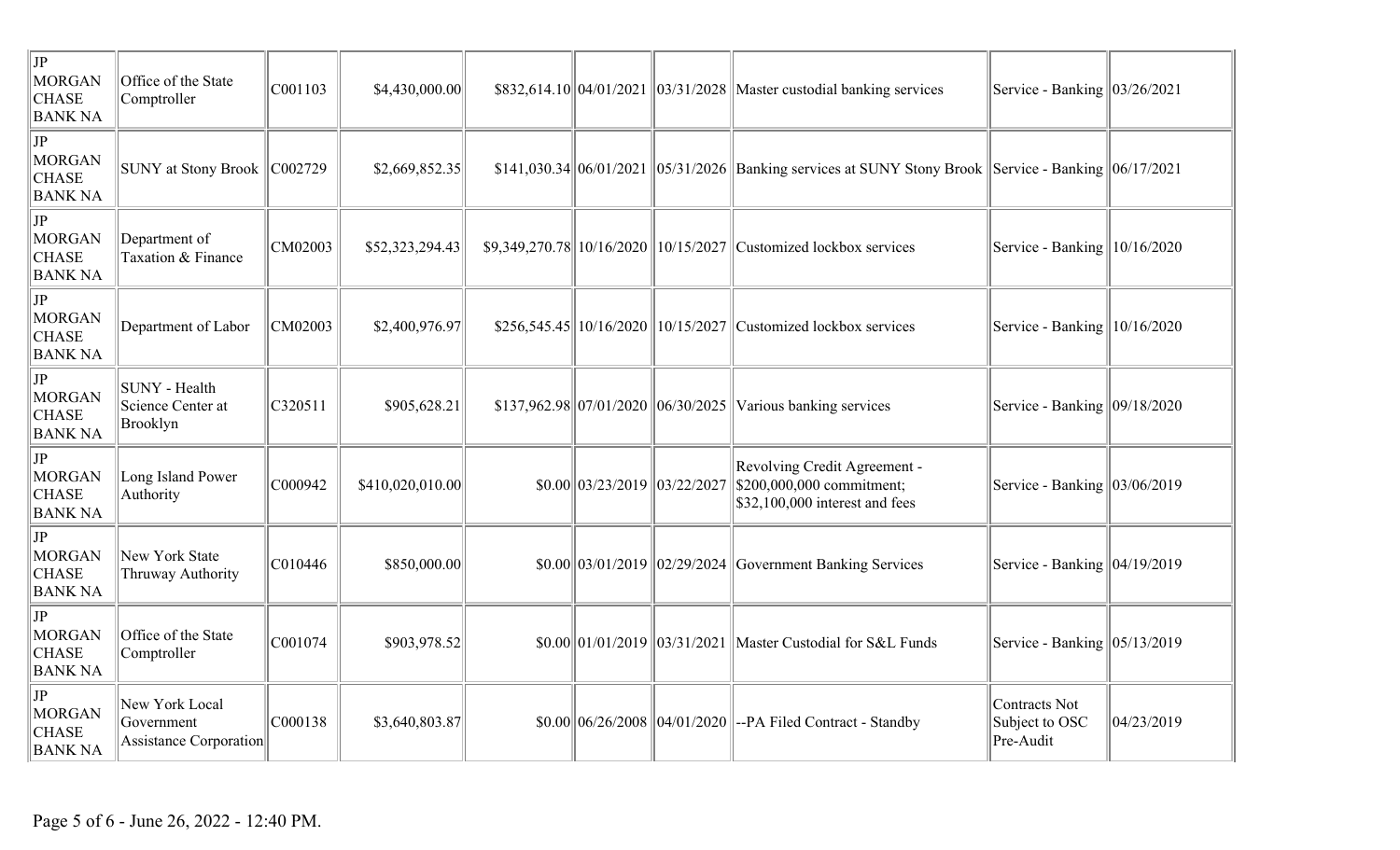| | | | | | | | | | |
|---|---|---|---|---|---|---|---|---|---|
| JP MORGAN CHASE BANK NA | Office of the State Comptroller | C001103 | $4,430,000.00 | $832,614.10 | 04/01/2021 | 03/31/2028 | Master custodial banking services | Service - Banking | 03/26/2021 |
| JP MORGAN CHASE BANK NA | SUNY at Stony Brook | C002729 | $2,669,852.35 | $141,030.34 | 06/01/2021 | 05/31/2026 | Banking services at SUNY Stony Brook | Service - Banking | 06/17/2021 |
| JP MORGAN CHASE BANK NA | Department of Taxation & Finance | CM02003 | $52,323,294.43 | $9,349,270.78 | 10/16/2020 | 10/15/2027 | Customized lockbox services | Service - Banking | 10/16/2020 |
| JP MORGAN CHASE BANK NA | Department of Labor | CM02003 | $2,400,976.97 | $256,545.45 | 10/16/2020 | 10/15/2027 | Customized lockbox services | Service - Banking | 10/16/2020 |
| JP MORGAN CHASE BANK NA | SUNY - Health Science Center at Brooklyn | C320511 | $905,628.21 | $137,962.98 | 07/01/2020 | 06/30/2025 | Various banking services | Service - Banking | 09/18/2020 |
| JP MORGAN CHASE BANK NA | Long Island Power Authority | C000942 | $410,020,010.00 | $0.00 | 03/23/2019 | 03/22/2027 | Revolving Credit Agreement - $200,000,000 commitment; $32,100,000 interest and fees | Service - Banking | 03/06/2019 |
| JP MORGAN CHASE BANK NA | New York State Thruway Authority | C010446 | $850,000.00 | $0.00 | 03/01/2019 | 02/29/2024 | Government Banking Services | Service - Banking | 04/19/2019 |
| JP MORGAN CHASE BANK NA | Office of the State Comptroller | C001074 | $903,978.52 | $0.00 | 01/01/2019 | 03/31/2021 | Master Custodial for S&L Funds | Service - Banking | 05/13/2019 |
| JP MORGAN CHASE BANK NA | New York Local Government Assistance Corporation | C000138 | $3,640,803.87 | $0.00 | 06/26/2008 | 04/01/2020 | --PA Filed Contract - Standby | Contracts Not Subject to OSC Pre-Audit | 04/23/2019 |

June 26, 2022 - 12:40 PM.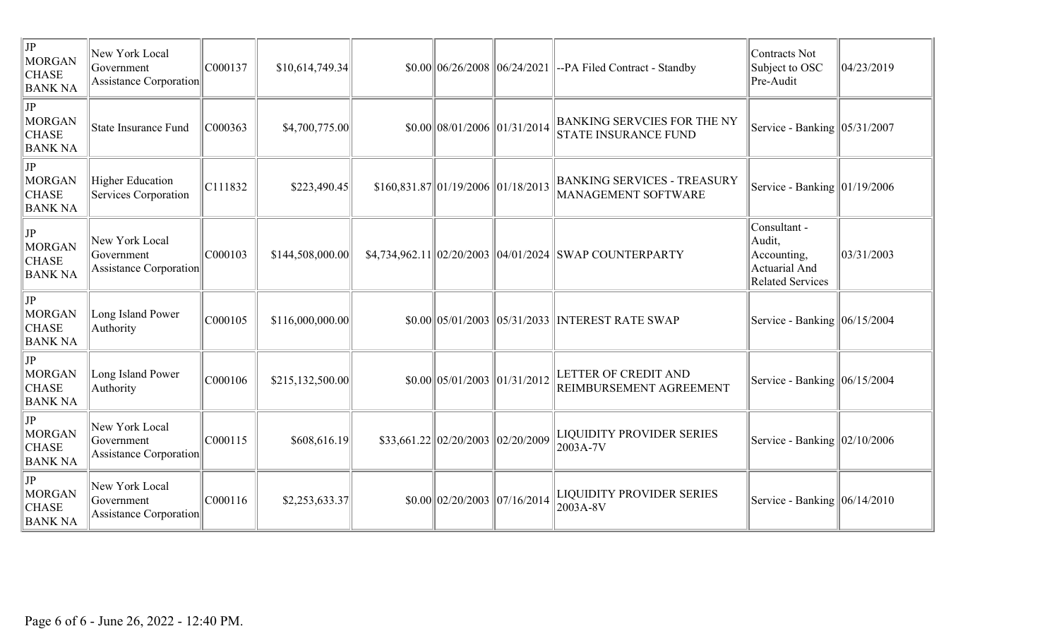| | | | | | | | | | |
|---|---|---|---|---|---|---|---|---|---|
| JP MORGAN CHASE BANK NA | New York Local Government Assistance Corporation | C000137 | $10,614,749.34 | $0.00 | 06/26/2008 | 06/24/2021 | --PA Filed Contract - Standby | Contracts Not Subject to OSC Pre-Audit | 04/23/2019 |
| JP MORGAN CHASE BANK NA | State Insurance Fund | C000363 | $4,700,775.00 | $0.00 | 08/01/2006 | 01/31/2014 | BANKING SERVCIES FOR THE NY STATE INSURANCE FUND | Service - Banking | 05/31/2007 |
| JP MORGAN CHASE BANK NA | Higher Education Services Corporation | C111832 | $223,490.45 | $160,831.87 | 01/19/2006 | 01/18/2013 | BANKING SERVICES - TREASURY MANAGEMENT SOFTWARE | Service - Banking | 01/19/2006 |
| JP MORGAN CHASE BANK NA | New York Local Government Assistance Corporation | C000103 | $144,508,000.00 | $4,734,962.11 | 02/20/2003 | 04/01/2024 | SWAP COUNTERPARTY | Consultant - Audit, Accounting, Actuarial And Related Services | 03/31/2003 |
| JP MORGAN CHASE BANK NA | Long Island Power Authority | C000105 | $116,000,000.00 | $0.00 | 05/01/2003 | 05/31/2033 | INTEREST RATE SWAP | Service - Banking | 06/15/2004 |
| JP MORGAN CHASE BANK NA | Long Island Power Authority | C000106 | $215,132,500.00 | $0.00 | 05/01/2003 | 01/31/2012 | LETTER OF CREDIT AND REIMBURSEMENT AGREEMENT | Service - Banking | 06/15/2004 |
| JP MORGAN CHASE BANK NA | New York Local Government Assistance Corporation | C000115 | $608,616.19 | $33,661.22 | 02/20/2003 | 02/20/2009 | LIQUIDITY PROVIDER SERIES 2003A-7V | Service - Banking | 02/10/2006 |
| JP MORGAN CHASE BANK NA | New York Local Government Assistance Corporation | C000116 | $2,253,633.37 | $0.00 | 02/20/2003 | 07/16/2014 | LIQUIDITY PROVIDER SERIES 2003A-8V | Service - Banking | 06/14/2010 |